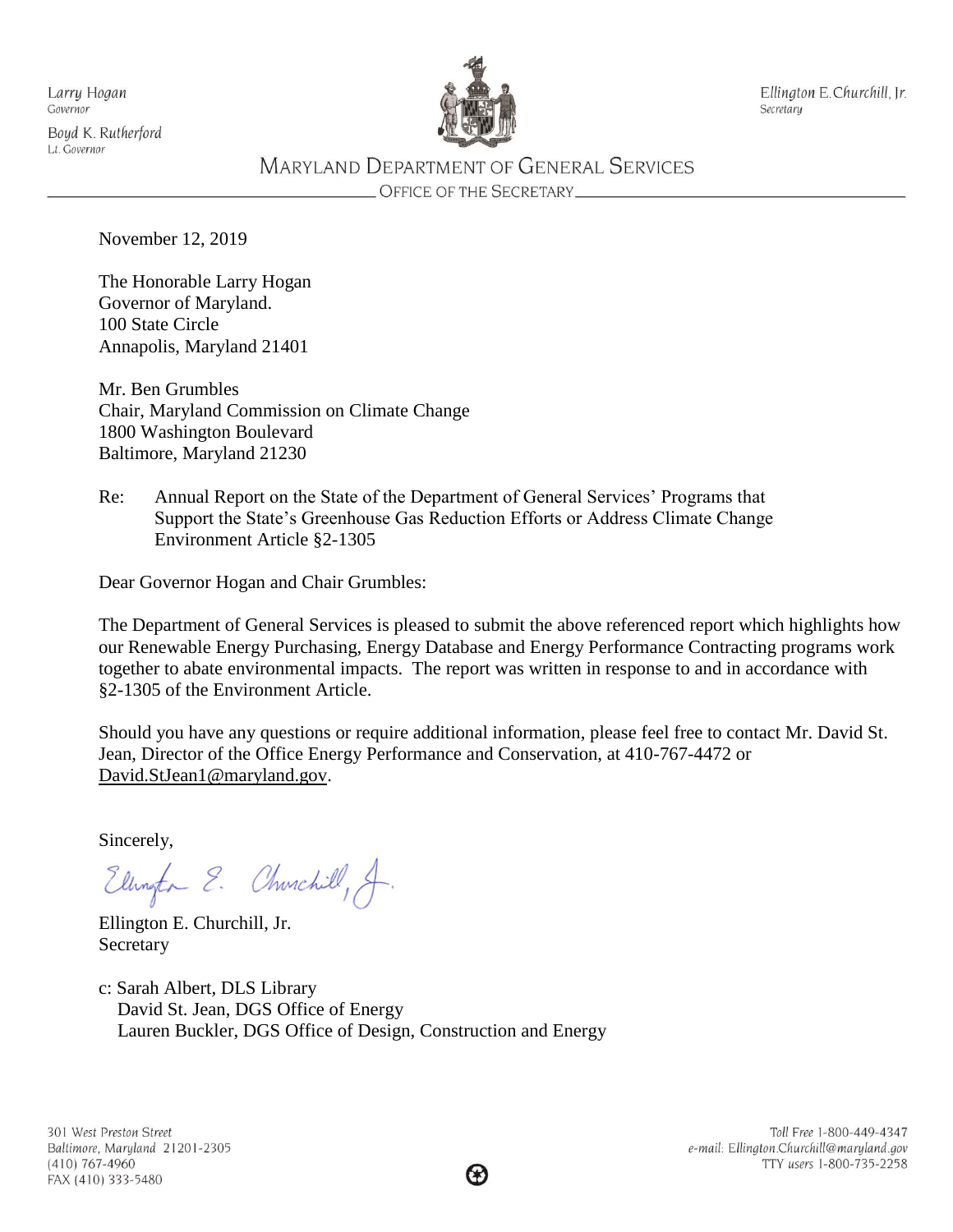Larry Hogan
Governor

Boyd K. Rutherford
Lt. Governor

Ellington E. Churchill, Jr.
Secretary

# MARYLAND DEPARTMENT OF GENERAL SERVICES

OFFICE OF THE SECRETARY

November 12, 2019

The Honorable Larry Hogan
Governor of Maryland.
100 State Circle
Annapolis, Maryland 21401

Mr. Ben Grumbles
Chair, Maryland Commission on Climate Change
1800 Washington Boulevard
Baltimore, Maryland 21230

Re: Annual Report on the State of the Department of General Services' Programs that Support the State's Greenhouse Gas Reduction Efforts or Address Climate Change Environment Article §2-1305

Dear Governor Hogan and Chair Grumbles:

The Department of General Services is pleased to submit the above referenced report which highlights how our Renewable Energy Purchasing, Energy Database and Energy Performance Contracting programs work together to abate environmental impacts. The report was written in response to and in accordance with §2-1305 of the Environment Article.

Should you have any questions or require additional information, please feel free to contact Mr. David St. Jean, Director of the Office Energy Performance and Conservation, at 410-767-4472 or David.StJean1@maryland.gov.

Sincerely,

Ellington E. Churchill, Jr.
Secretary

c: Sarah Albert, DLS Library
David St. Jean, DGS Office of Energy
Lauren Buckler, DGS Office of Design, Construction and Energy

301 West Preston Street
Baltimore, Maryland 21201-2305
(410) 767-4960
FAX (410) 333-5480

Toll Free 1-800-449-4347
e-mail: Ellington.Churchill@maryland.gov
TTY users 1-800-735-2258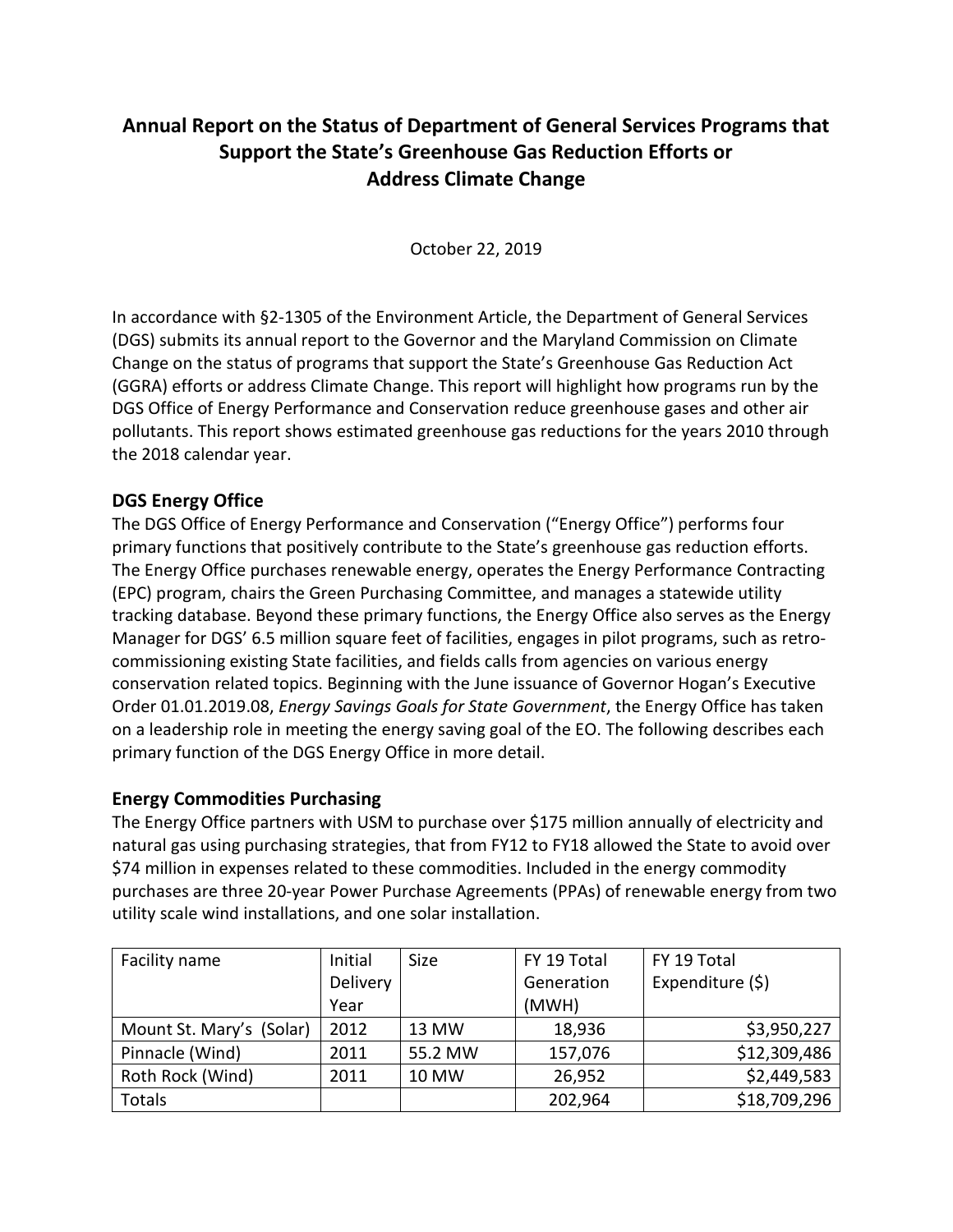# Annual Report on the Status of Department of General Services Programs that Support the State's Greenhouse Gas Reduction Efforts or Address Climate Change

October 22, 2019

In accordance with §2-1305 of the Environment Article, the Department of General Services (DGS) submits its annual report to the Governor and the Maryland Commission on Climate Change on the status of programs that support the State's Greenhouse Gas Reduction Act (GGRA) efforts or address Climate Change. This report will highlight how programs run by the DGS Office of Energy Performance and Conservation reduce greenhouse gases and other air pollutants. This report shows estimated greenhouse gas reductions for the years 2010 through the 2018 calendar year.

## DGS Energy Office

The DGS Office of Energy Performance and Conservation ("Energy Office") performs four primary functions that positively contribute to the State's greenhouse gas reduction efforts. The Energy Office purchases renewable energy, operates the Energy Performance Contracting (EPC) program, chairs the Green Purchasing Committee, and manages a statewide utility tracking database. Beyond these primary functions, the Energy Office also serves as the Energy Manager for DGS' 6.5 million square feet of facilities, engages in pilot programs, such as retro-commissioning existing State facilities, and fields calls from agencies on various energy conservation related topics. Beginning with the June issuance of Governor Hogan's Executive Order 01.01.2019.08, *Energy Savings Goals for State Government*, the Energy Office has taken on a leadership role in meeting the energy saving goal of the EO. The following describes each primary function of the DGS Energy Office in more detail.

## Energy Commodities Purchasing

The Energy Office partners with USM to purchase over $175 million annually of electricity and natural gas using purchasing strategies, that from FY12 to FY18 allowed the State to avoid over $74 million in expenses related to these commodities. Included in the energy commodity purchases are three 20-year Power Purchase Agreements (PPAs) of renewable energy from two utility scale wind installations, and one solar installation.

| Facility name | Initial Delivery Year | Size | FY 19 Total Generation (MWH) | FY 19 Total Expenditure ($) |
|---|---|---|---|---|
| Mount St. Mary's (Solar) | 2012 | 13 MW | 18,936 | $3,950,227 |
| Pinnacle (Wind) | 2011 | 55.2 MW | 157,076 | $12,309,486 |
| Roth Rock (Wind) | 2011 | 10 MW | 26,952 | $2,449,583 |
| Totals | | | 202,964 | $18,709,296 |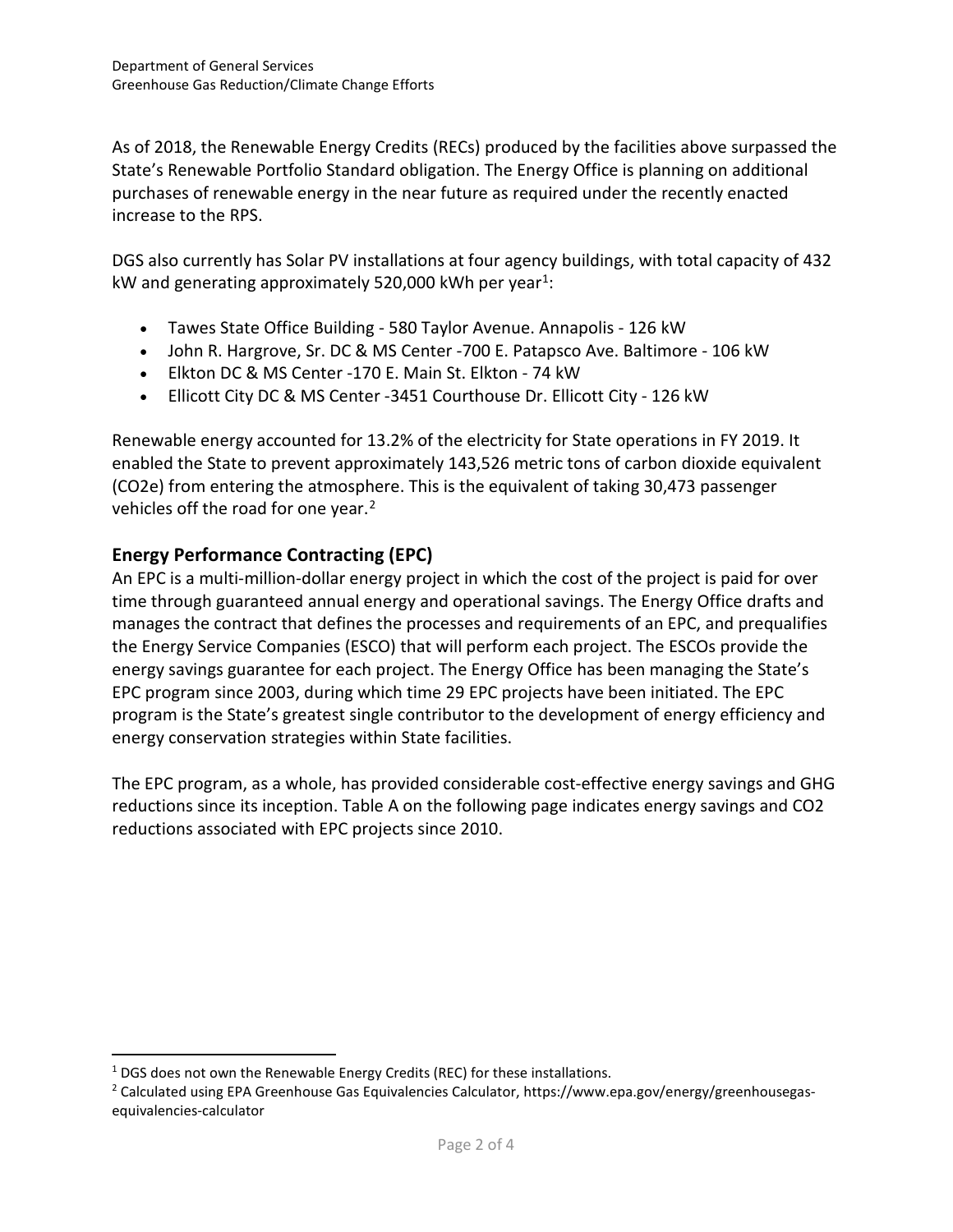As of 2018, the Renewable Energy Credits (RECs) produced by the facilities above surpassed the State's Renewable Portfolio Standard obligation. The Energy Office is planning on additional purchases of renewable energy in the near future as required under the recently enacted increase to the RPS.

DGS also currently has Solar PV installations at four agency buildings, with total capacity of 432 kW and generating approximately 520,000 kWh per year[1]:

- Tawes State Office Building - 580 Taylor Avenue. Annapolis - 126 kW
- John R. Hargrove, Sr. DC & MS Center -700 E. Patapsco Ave. Baltimore - 106 kW
- Elkton DC & MS Center -170 E. Main St. Elkton - 74 kW
- Ellicott City DC & MS Center -3451 Courthouse Dr. Ellicott City - 126 kW

Renewable energy accounted for 13.2% of the electricity for State operations in FY 2019. It enabled the State to prevent approximately 143,526 metric tons of carbon dioxide equivalent (CO2e) from entering the atmosphere. This is the equivalent of taking 30,473 passenger vehicles off the road for one year.[2]

## Energy Performance Contracting (EPC)

An EPC is a multi-million-dollar energy project in which the cost of the project is paid for over time through guaranteed annual energy and operational savings. The Energy Office drafts and manages the contract that defines the processes and requirements of an EPC, and prequalifies the Energy Service Companies (ESCO) that will perform each project. The ESCOs provide the energy savings guarantee for each project. The Energy Office has been managing the State's EPC program since 2003, during which time 29 EPC projects have been initiated. The EPC program is the State's greatest single contributor to the development of energy efficiency and energy conservation strategies within State facilities.

The EPC program, as a whole, has provided considerable cost-effective energy savings and GHG reductions since its inception. Table A on the following page indicates energy savings and CO2 reductions associated with EPC projects since 2010.

[1] DGS does not own the Renewable Energy Credits (REC) for these installations.

[2] Calculated using EPA Greenhouse Gas Equivalencies Calculator, https://www.epa.gov/energy/greenhousegas-equivalencies-calculator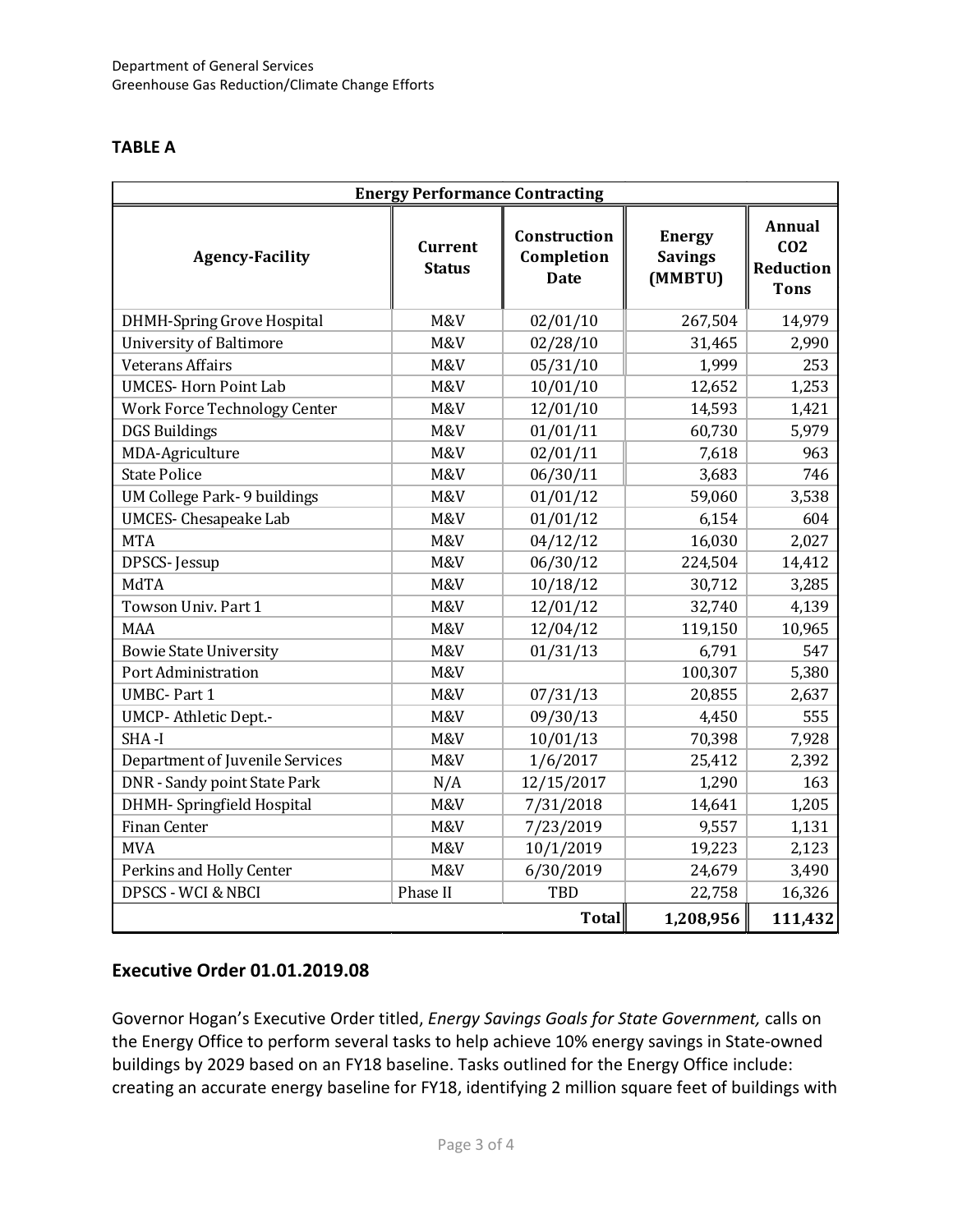**TABLE A**

| Energy Performance Contracting | | | | |
|---|---|---|---|---|
| **Agency-Facility** | **Current Status** | **Construction Completion Date** | **Energy Savings (MMBTU)** | **Annual $CO_2$ Reduction Tons** |
| DHMH-Spring Grove Hospital | M&V | 02/01/10 | 267,504 | 14,979 |
| University of Baltimore | M&V | 02/28/10 | 31,465 | 2,990 |
| Veterans Affairs | M&V | 05/31/10 | 1,999 | 253 |
| UMCES- Horn Point Lab | M&V | 10/01/10 | 12,652 | 1,253 |
| Work Force Technology Center | M&V | 12/01/10 | 14,593 | 1,421 |
| DGS Buildings | M&V | 01/01/11 | 60,730 | 5,979 |
| MDA-Agriculture | M&V | 02/01/11 | 7,618 | 963 |
| State Police | M&V | 06/30/11 | 3,683 | 746 |
| UM College Park- 9 buildings | M&V | 01/01/12 | 59,060 | 3,538 |
| UMCES- Chesapeake Lab | M&V | 01/01/12 | 6,154 | 604 |
| MTA | M&V | 04/12/12 | 16,030 | 2,027 |
| DPSCS- Jessup | M&V | 06/30/12 | 224,504 | 14,412 |
| MdTA | M&V | 10/18/12 | 30,712 | 3,285 |
| Towson Univ. Part 1 | M&V | 12/01/12 | 32,740 | 4,139 |
| MAA | M&V | 12/04/12 | 119,150 | 10,965 |
| Bowie State University | M&V | 01/31/13 | 6,791 | 547 |
| Port Administration | M&V | | 100,307 | 5,380 |
| UMBC- Part 1 | M&V | 07/31/13 | 20,855 | 2,637 |
| UMCP- Athletic Dept.- | M&V | 09/30/13 | 4,450 | 555 |
| SHA -I | M&V | 10/01/13 | 70,398 | 7,928 |
| Department of Juvenile Services | M&V | 1/6/2017 | 25,412 | 2,392 |
| DNR - Sandy point State Park | N/A | 12/15/2017 | 1,290 | 163 |
| DHMH- Springfield Hospital | M&V | 7/31/2018 | 14,641 | 1,205 |
| Finan Center | M&V | 7/23/2019 | 9,557 | 1,131 |
| MVA | M&V | 10/1/2019 | 19,223 | 2,123 |
| Perkins and Holly Center | M&V | 6/30/2019 | 24,679 | 3,490 |
| DPSCS - WCI & NBCI | Phase II | TBD | 22,758 | 16,326 |
| | | **Total** | **1,208,956** | **111,432** |

## Executive Order 01.01.2019.08

Governor Hogan's Executive Order titled, *Energy Savings Goals for State Government,* calls on the Energy Office to perform several tasks to help achieve 10% energy savings in State-owned buildings by 2029 based on an FY18 baseline. Tasks outlined for the Energy Office include: creating an accurate energy baseline for FY18, identifying 2 million square feet of buildings with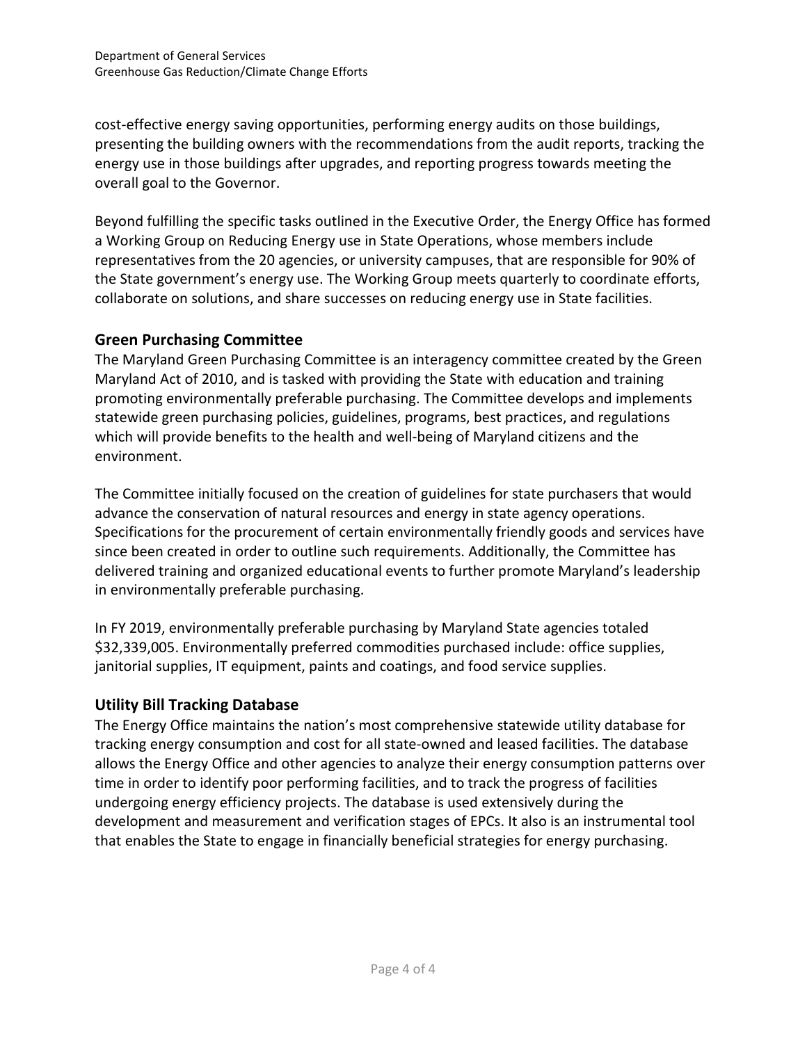cost-effective energy saving opportunities, performing energy audits on those buildings, presenting the building owners with the recommendations from the audit reports, tracking the energy use in those buildings after upgrades, and reporting progress towards meeting the overall goal to the Governor.

Beyond fulfilling the specific tasks outlined in the Executive Order, the Energy Office has formed a Working Group on Reducing Energy use in State Operations, whose members include representatives from the 20 agencies, or university campuses, that are responsible for 90% of the State government's energy use. The Working Group meets quarterly to coordinate efforts, collaborate on solutions, and share successes on reducing energy use in State facilities.

## Green Purchasing Committee

The Maryland Green Purchasing Committee is an interagency committee created by the Green Maryland Act of 2010, and is tasked with providing the State with education and training promoting environmentally preferable purchasing. The Committee develops and implements statewide green purchasing policies, guidelines, programs, best practices, and regulations which will provide benefits to the health and well-being of Maryland citizens and the environment.

The Committee initially focused on the creation of guidelines for state purchasers that would advance the conservation of natural resources and energy in state agency operations. Specifications for the procurement of certain environmentally friendly goods and services have since been created in order to outline such requirements. Additionally, the Committee has delivered training and organized educational events to further promote Maryland's leadership in environmentally preferable purchasing.

In FY 2019, environmentally preferable purchasing by Maryland State agencies totaled $32,339,005. Environmentally preferred commodities purchased include: office supplies, janitorial supplies, IT equipment, paints and coatings, and food service supplies.

## Utility Bill Tracking Database

The Energy Office maintains the nation's most comprehensive statewide utility database for tracking energy consumption and cost for all state-owned and leased facilities. The database allows the Energy Office and other agencies to analyze their energy consumption patterns over time in order to identify poor performing facilities, and to track the progress of facilities undergoing energy efficiency projects. The database is used extensively during the development and measurement and verification stages of EPCs. It also is an instrumental tool that enables the State to engage in financially beneficial strategies for energy purchasing.